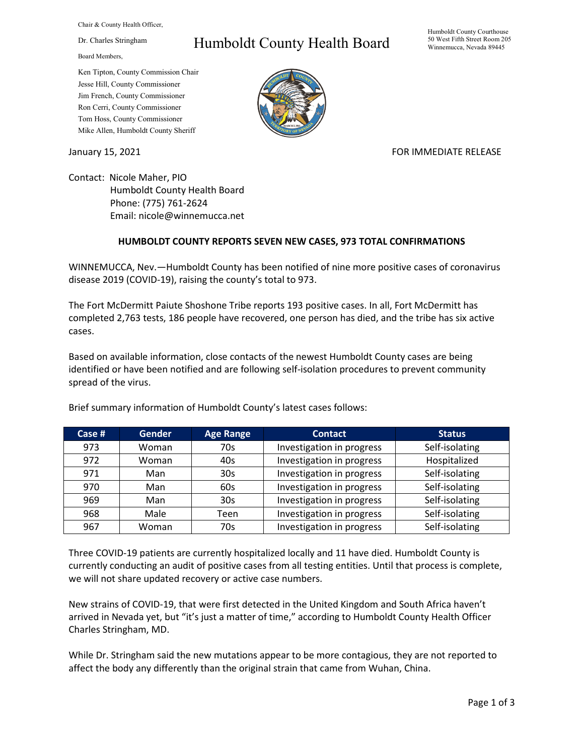Chair & County Health Officer,

Dr. Charles Stringham

Board Members,

Ken Tipton, County Commission Chair
Jesse Hill, County Commissioner
Jim French, County Commissioner
Ron Cerri, County Commissioner
Tom Hoss, County Commissioner
Mike Allen, Humboldt County Sheriff

# Humboldt County Health Board

Humboldt County Courthouse
50 West Fifth Street Room 205
Winnemucca, Nevada 89445

January 15, 2021

FOR IMMEDIATE RELEASE

Contact: Nicole Maher, PIO
Humboldt County Health Board
Phone: (775) 761-2624
Email: nicole@winnemucca.net

**HUMBOLDT COUNTY REPORTS SEVEN NEW CASES, 973 TOTAL CONFIRMATIONS**

WINNEMUCCA, Nev.—Humboldt County has been notified of nine more positive cases of coronavirus disease 2019 (COVID-19), raising the county's total to 973.

The Fort McDermitt Paiute Shoshone Tribe reports 193 positive cases. In all, Fort McDermitt has completed 2,763 tests, 186 people have recovered, one person has died, and the tribe has six active cases.

Based on available information, close contacts of the newest Humboldt County cases are being identified or have been notified and are following self-isolation procedures to prevent community spread of the virus.

Brief summary information of Humboldt County's latest cases follows:

| Case # | Gender | Age Range | Contact | Status |
|---|---|---|---|---|
| 973 | Woman | 70s | Investigation in progress | Self-isolating |
| 972 | Woman | 40s | Investigation in progress | Hospitalized |
| 971 | Man | 30s | Investigation in progress | Self-isolating |
| 970 | Man | 60s | Investigation in progress | Self-isolating |
| 969 | Man | 30s | Investigation in progress | Self-isolating |
| 968 | Male | Teen | Investigation in progress | Self-isolating |
| 967 | Woman | 70s | Investigation in progress | Self-isolating |

Three COVID-19 patients are currently hospitalized locally and 11 have died. Humboldt County is currently conducting an audit of positive cases from all testing entities. Until that process is complete, we will not share updated recovery or active case numbers.

New strains of COVID-19, that were first detected in the United Kingdom and South Africa haven't arrived in Nevada yet, but "it's just a matter of time," according to Humboldt County Health Officer Charles Stringham, MD.

While Dr. Stringham said the new mutations appear to be more contagious, they are not reported to affect the body any differently than the original strain that came from Wuhan, China.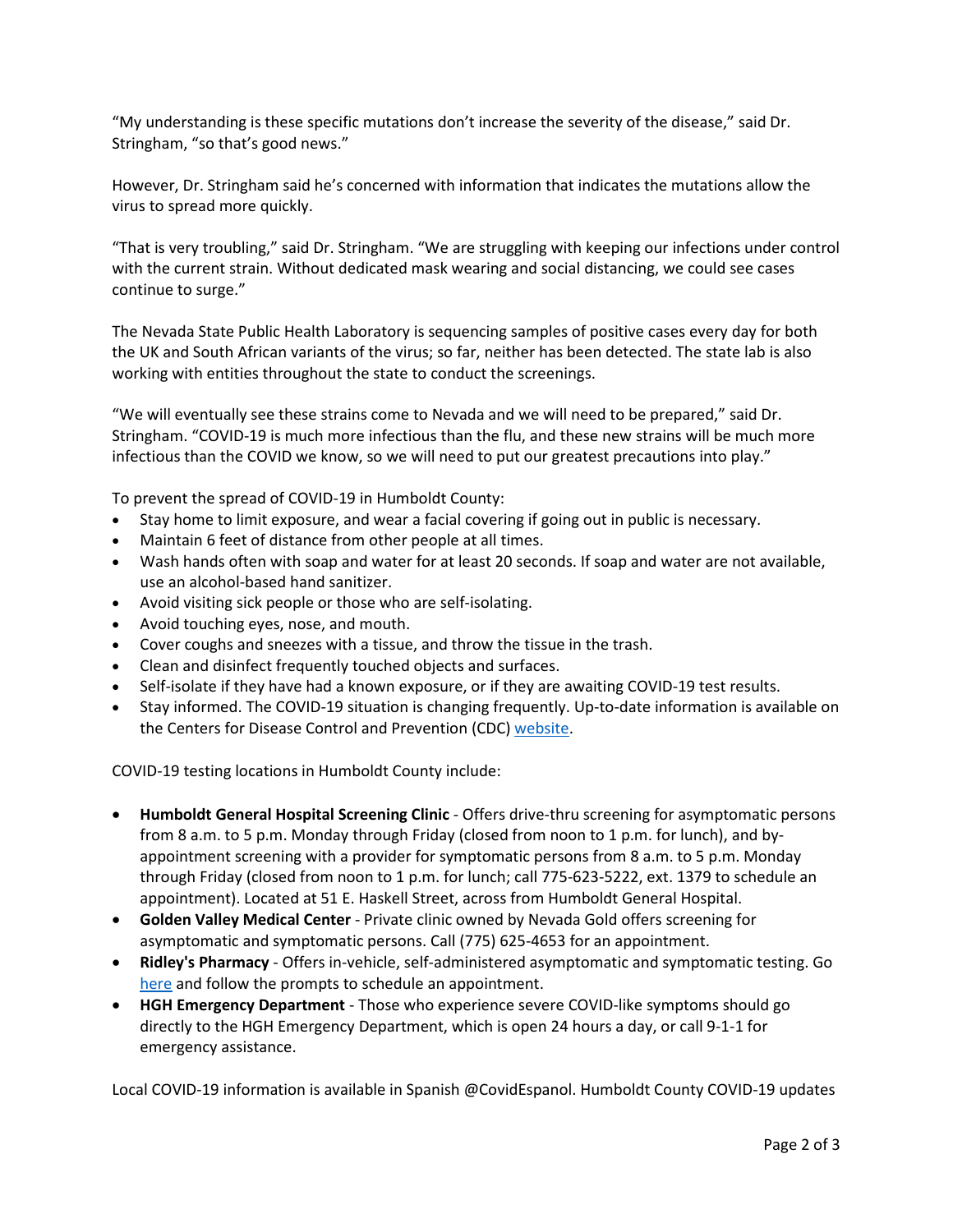"My understanding is these specific mutations don't increase the severity of the disease," said Dr. Stringham, "so that's good news."

However, Dr. Stringham said he's concerned with information that indicates the mutations allow the virus to spread more quickly.

"That is very troubling," said Dr. Stringham. "We are struggling with keeping our infections under control with the current strain. Without dedicated mask wearing and social distancing, we could see cases continue to surge."

The Nevada State Public Health Laboratory is sequencing samples of positive cases every day for both the UK and South African variants of the virus; so far, neither has been detected. The state lab is also working with entities throughout the state to conduct the screenings.

"We will eventually see these strains come to Nevada and we will need to be prepared," said Dr. Stringham. "COVID-19 is much more infectious than the flu, and these new strains will be much more infectious than the COVID we know, so we will need to put our greatest precautions into play."

To prevent the spread of COVID-19 in Humboldt County:

- Stay home to limit exposure, and wear a facial covering if going out in public is necessary.
- Maintain 6 feet of distance from other people at all times.
- Wash hands often with soap and water for at least 20 seconds. If soap and water are not available, use an alcohol-based hand sanitizer.
- Avoid visiting sick people or those who are self-isolating.
- Avoid touching eyes, nose, and mouth.
- Cover coughs and sneezes with a tissue, and throw the tissue in the trash.
- Clean and disinfect frequently touched objects and surfaces.
- Self-isolate if they have had a known exposure, or if they are awaiting COVID-19 test results.
- Stay informed. The COVID-19 situation is changing frequently. Up-to-date information is available on the Centers for Disease Control and Prevention (CDC) website.

COVID-19 testing locations in Humboldt County include:

- **Humboldt General Hospital Screening Clinic** - Offers drive-thru screening for asymptomatic persons from 8 a.m. to 5 p.m. Monday through Friday (closed from noon to 1 p.m. for lunch), and by-appointment screening with a provider for symptomatic persons from 8 a.m. to 5 p.m. Monday through Friday (closed from noon to 1 p.m. for lunch; call 775-623-5222, ext. 1379 to schedule an appointment). Located at 51 E. Haskell Street, across from Humboldt General Hospital.
- **Golden Valley Medical Center** - Private clinic owned by Nevada Gold offers screening for asymptomatic and symptomatic persons. Call (775) 625-4653 for an appointment.
- **Ridley's Pharmacy** - Offers in-vehicle, self-administered asymptomatic and symptomatic testing. Go here and follow the prompts to schedule an appointment.
- **HGH Emergency Department** - Those who experience severe COVID-like symptoms should go directly to the HGH Emergency Department, which is open 24 hours a day, or call 9-1-1 for emergency assistance.

Local COVID-19 information is available in Spanish @CovidEspanol. Humboldt County COVID-19 updates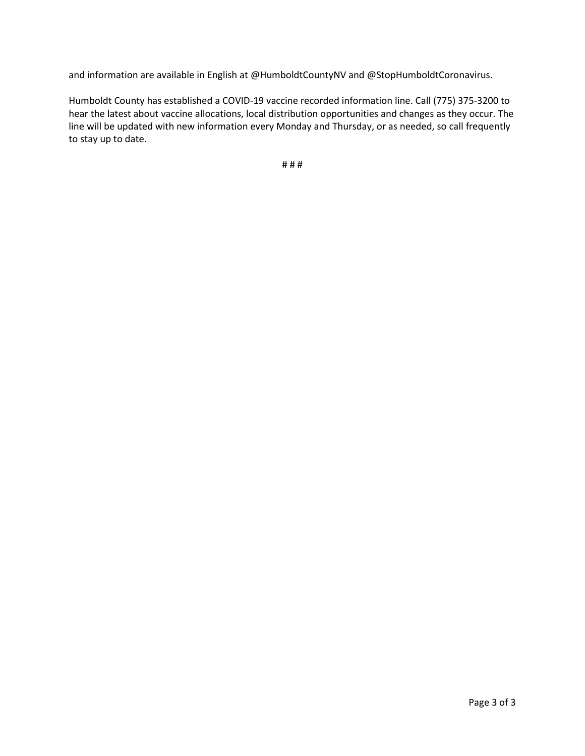and information are available in English at @HumboldtCountyNV and @StopHumboldtCoronavirus.

Humboldt County has established a COVID-19 vaccine recorded information line. Call (775) 375-3200 to hear the latest about vaccine allocations, local distribution opportunities and changes as they occur. The line will be updated with new information every Monday and Thursday, or as needed, so call frequently to stay up to date.

# # #